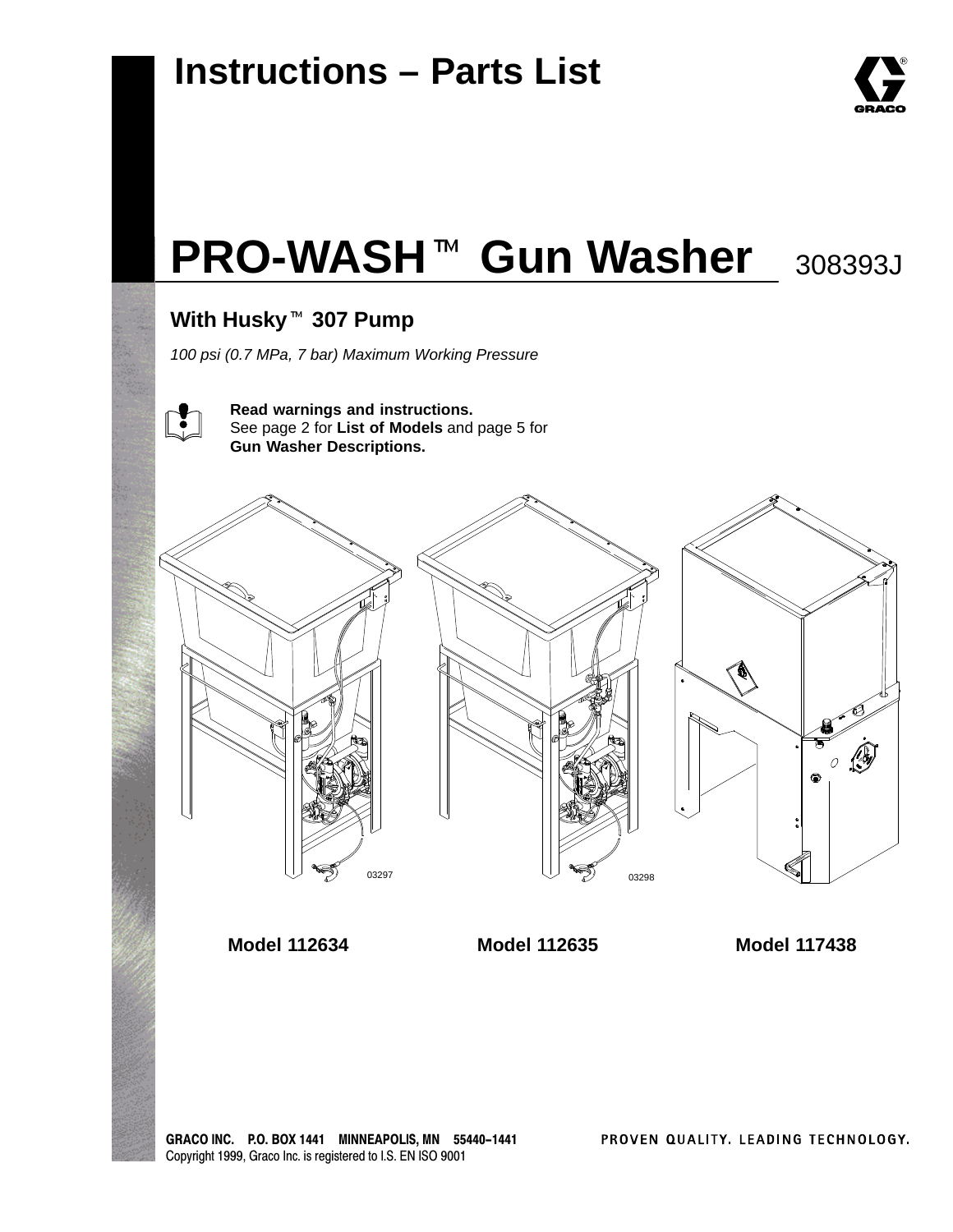# Instructions – Parts List

# PRO-WASH™ Gun Washer

308393J

## With Husky™ 307 Pump

*100 psi (0.7 MPa, 7 bar) Maximum Working Pressure*

**Read warnings and instructions.**
See page 2 for **List of Models** and page 5 for **Gun Washer Descriptions.**

03297

03298

**Model 112634** **Model 112635** **Model 117438**

GRACO INC. P.O. BOX 1441 MINNEAPOLIS, MN 55440–1441
Copyright 1999, Graco Inc. is registered to I.S. EN ISO 9001

PROVEN QUALITY. LEADING TECHNOLOGY.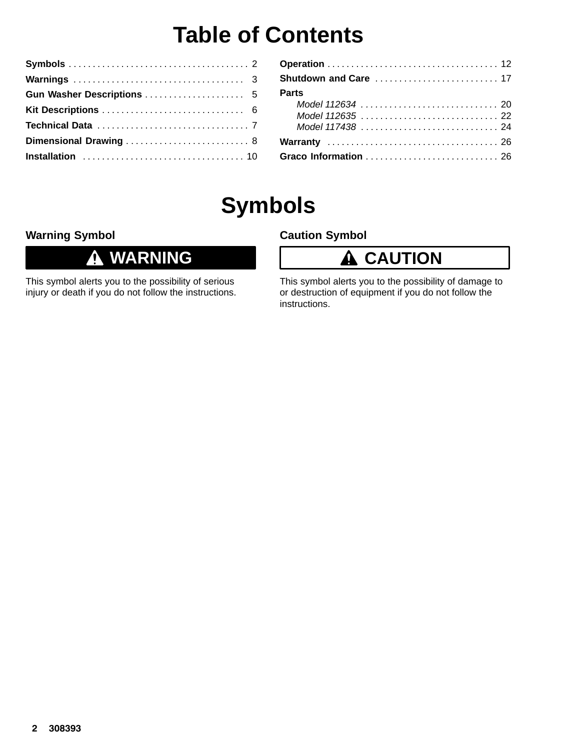# Table of Contents

**Symbols** . . . . . . . . . . . . . . . . . . . . . . . . . . . . . . . . . . . . . 2
**Warnings** . . . . . . . . . . . . . . . . . . . . . . . . . . . . . . . . . . . 3
**Gun Washer Descriptions** . . . . . . . . . . . . . . . . . . . . 5
**Kit Descriptions** . . . . . . . . . . . . . . . . . . . . . . . . . . . . . 6
**Technical Data** . . . . . . . . . . . . . . . . . . . . . . . . . . . . . . . 7
**Dimensional Drawing** . . . . . . . . . . . . . . . . . . . . . . . . . 8
**Installation** . . . . . . . . . . . . . . . . . . . . . . . . . . . . . . . . . 10
**Operation** . . . . . . . . . . . . . . . . . . . . . . . . . . . . . . . . . . . 12
**Shutdown and Care** . . . . . . . . . . . . . . . . . . . . . . . . . 17
**Parts**
*Model 112634* . . . . . . . . . . . . . . . . . . . . . . . . . . . . 20
*Model 112635* . . . . . . . . . . . . . . . . . . . . . . . . . . . . 22
*Model 117438* . . . . . . . . . . . . . . . . . . . . . . . . . . . . 24
**Warranty** . . . . . . . . . . . . . . . . . . . . . . . . . . . . . . . . . . . 26
**Graco Information** . . . . . . . . . . . . . . . . . . . . . . . . . . . 26

# Symbols

### Warning Symbol

**WARNING**

This symbol alerts you to the possibility of serious injury or death if you do not follow the instructions.

### Caution Symbol

**CAUTION**

This symbol alerts you to the possibility of damage to or destruction of equipment if you do not follow the instructions.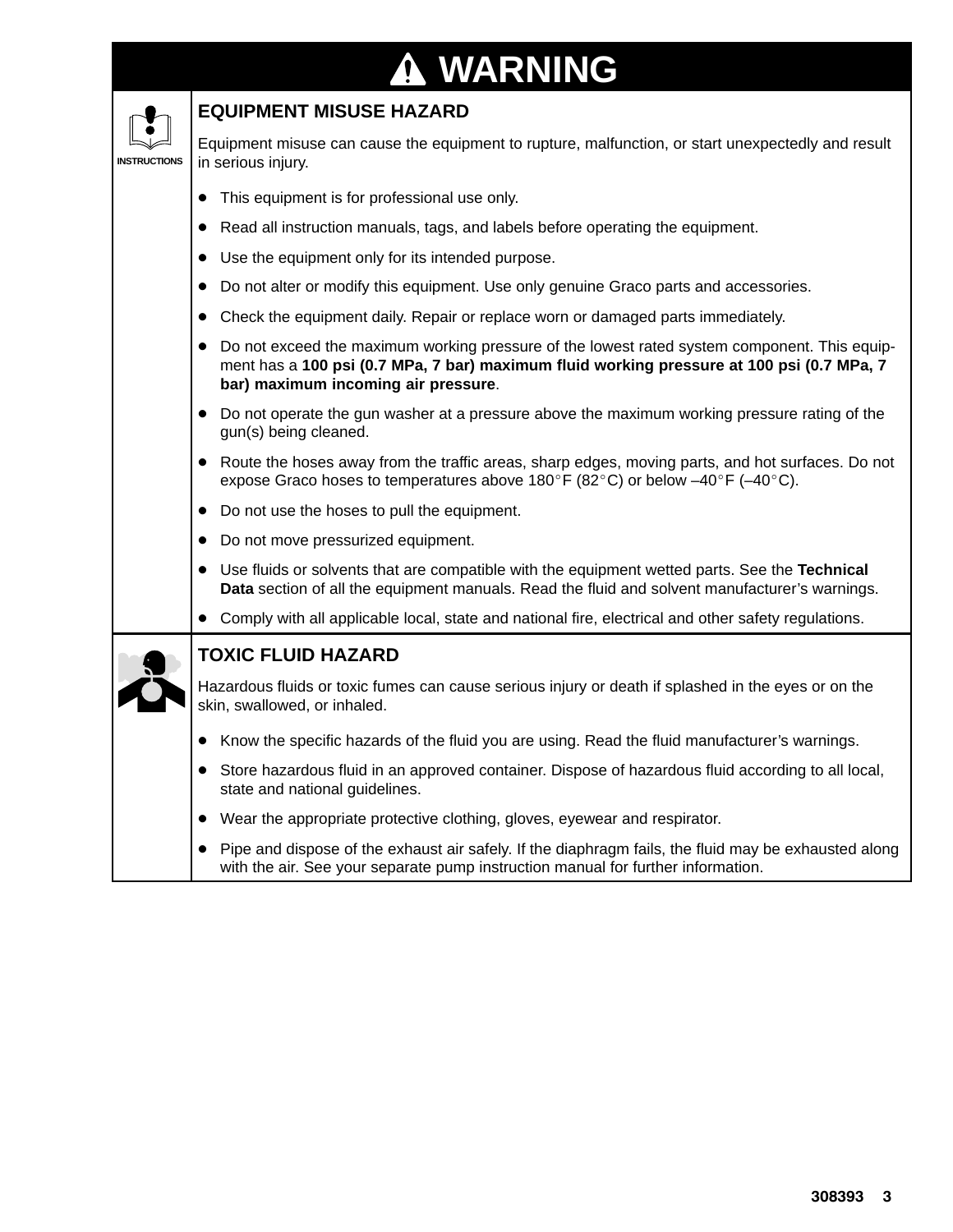# ⚠ WARNING

## EQUIPMENT MISUSE HAZARD

INSTRUCTIONS

Equipment misuse can cause the equipment to rupture, malfunction, or start unexpectedly and result in serious injury.

- This equipment is for professional use only.
- Read all instruction manuals, tags, and labels before operating the equipment.
- Use the equipment only for its intended purpose.
- Do not alter or modify this equipment. Use only genuine Graco parts and accessories.
- Check the equipment daily. Repair or replace worn or damaged parts immediately.
- Do not exceed the maximum working pressure of the lowest rated system component. This equipment has a **100 psi (0.7 MPa, 7 bar) maximum fluid working pressure at 100 psi (0.7 MPa, 7 bar) maximum incoming air pressure**.
- Do not operate the gun washer at a pressure above the maximum working pressure rating of the gun(s) being cleaned.
- Route the hoses away from the traffic areas, sharp edges, moving parts, and hot surfaces. Do not expose Graco hoses to temperatures above 180°F (82°C) or below –40°F (–40°C).
- Do not use the hoses to pull the equipment.
- Do not move pressurized equipment.
- Use fluids or solvents that are compatible with the equipment wetted parts. See the **Technical Data** section of all the equipment manuals. Read the fluid and solvent manufacturer's warnings.
- Comply with all applicable local, state and national fire, electrical and other safety regulations.

## TOXIC FLUID HAZARD

Hazardous fluids or toxic fumes can cause serious injury or death if splashed in the eyes or on the skin, swallowed, or inhaled.

- Know the specific hazards of the fluid you are using. Read the fluid manufacturer's warnings.
- Store hazardous fluid in an approved container. Dispose of hazardous fluid according to all local, state and national guidelines.
- Wear the appropriate protective clothing, gloves, eyewear and respirator.
- Pipe and dispose of the exhaust air safely. If the diaphragm fails, the fluid may be exhausted along with the air. See your separate pump instruction manual for further information.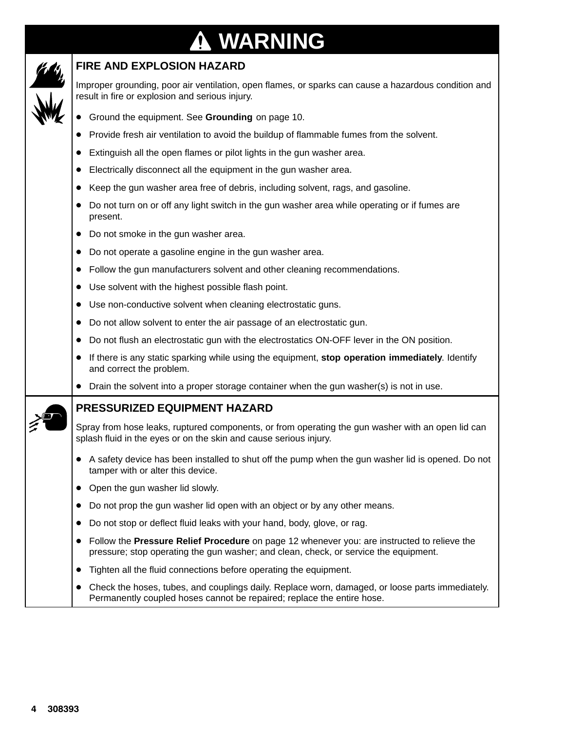# WARNING

## FIRE AND EXPLOSION HAZARD

Improper grounding, poor air ventilation, open flames, or sparks can cause a hazardous condition and result in fire or explosion and serious injury.

- Ground the equipment. See **Grounding** on page 10.
- Provide fresh air ventilation to avoid the buildup of flammable fumes from the solvent.
- Extinguish all the open flames or pilot lights in the gun washer area.
- Electrically disconnect all the equipment in the gun washer area.
- Keep the gun washer area free of debris, including solvent, rags, and gasoline.
- Do not turn on or off any light switch in the gun washer area while operating or if fumes are present.
- Do not smoke in the gun washer area.
- Do not operate a gasoline engine in the gun washer area.
- Follow the gun manufacturers solvent and other cleaning recommendations.
- Use solvent with the highest possible flash point.
- Use non-conductive solvent when cleaning electrostatic guns.
- Do not allow solvent to enter the air passage of an electrostatic gun.
- Do not flush an electrostatic gun with the electrostatics ON-OFF lever in the ON position.
- If there is any static sparking while using the equipment, **stop operation immediately**. Identify and correct the problem.
- Drain the solvent into a proper storage container when the gun washer(s) is not in use.

## PRESSURIZED EQUIPMENT HAZARD

Spray from hose leaks, ruptured components, or from operating the gun washer with an open lid can splash fluid in the eyes or on the skin and cause serious injury.

- A safety device has been installed to shut off the pump when the gun washer lid is opened. Do not tamper with or alter this device.
- Open the gun washer lid slowly.
- Do not prop the gun washer lid open with an object or by any other means.
- Do not stop or deflect fluid leaks with your hand, body, glove, or rag.
- Follow the **Pressure Relief Procedure** on page 12 whenever you: are instructed to relieve the pressure; stop operating the gun washer; and clean, check, or service the equipment.
- Tighten all the fluid connections before operating the equipment.
- Check the hoses, tubes, and couplings daily. Replace worn, damaged, or loose parts immediately. Permanently coupled hoses cannot be repaired; replace the entire hose.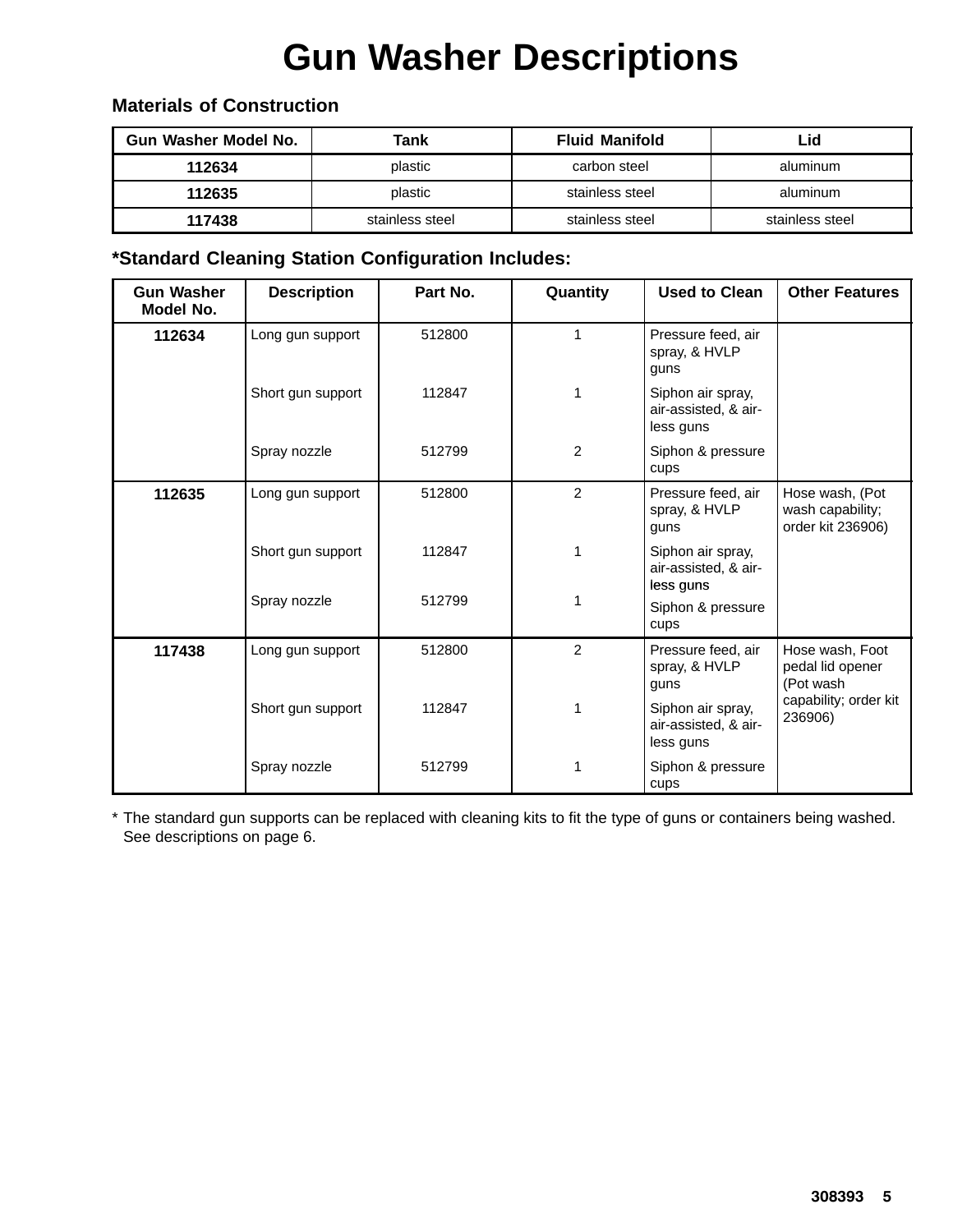# Gun Washer Descriptions

## Materials of Construction

| Gun Washer Model No. | Tank | Fluid Manifold | Lid |
|---|---|---|---|
| **112634** | plastic | carbon steel | aluminum |
| **112635** | plastic | stainless steel | aluminum |
| **117438** | stainless steel | stainless steel | stainless steel |

## *Standard Cleaning Station Configuration Includes:

| Gun Washer Model No. | Description | Part No. | Quantity | Used to Clean | Other Features |
|---|---|---|---|---|---|
| **112634** | Long gun support | 512800 | 1 | Pressure feed, air spray, & HVLP guns | |
| | Short gun support | 112847 | 1 | Siphon air spray, air-assisted, & air-less guns | |
| | Spray nozzle | 512799 | 2 | Siphon & pressure cups | |
| **112635** | Long gun support | 512800 | 2 | Pressure feed, air spray, & HVLP guns | Hose wash, (Pot wash capability; order kit 236906) |
| | Short gun support | 112847 | 1 | Siphon air spray, air-assisted, & air-less guns | |
| | Spray nozzle | 512799 | 1 | Siphon & pressure cups | |
| **117438** | Long gun support | 512800 | 2 | Pressure feed, air spray, & HVLP guns | Hose wash, Foot pedal lid opener (Pot wash capability; order kit 236906) |
| | Short gun support | 112847 | 1 | Siphon air spray, air-assisted, & air-less guns | |
| | Spray nozzle | 512799 | 1 | Siphon & pressure cups | |

* The standard gun supports can be replaced with cleaning kits to fit the type of guns or containers being washed. See descriptions on page 6.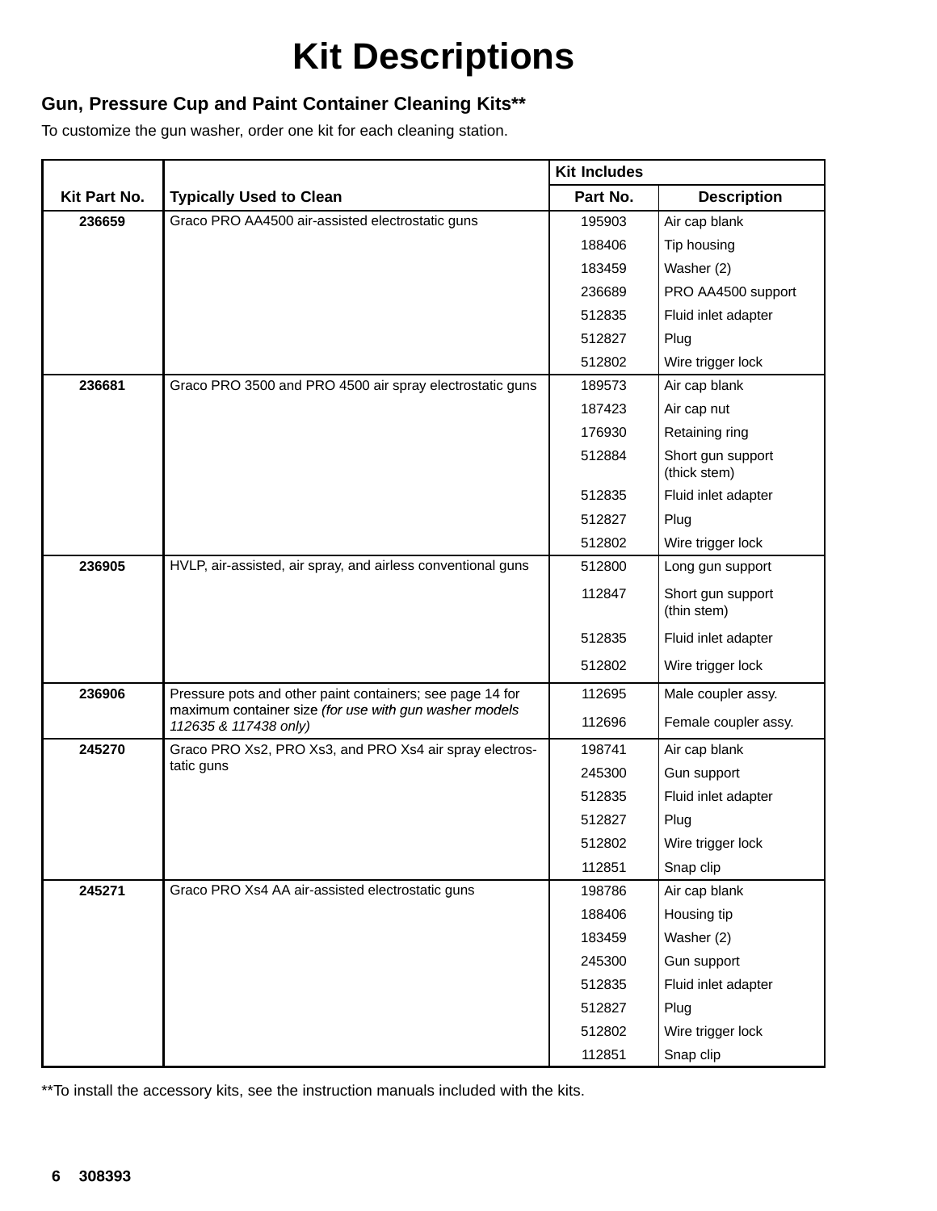# Kit Descriptions

## Gun, Pressure Cup and Paint Container Cleaning Kits**

To customize the gun washer, order one kit for each cleaning station.

| Kit Part No. | Typically Used to Clean | Kit Includes | |
|---|---|---|---|
| | | **Part No.** | **Description** |
| **236659** | Graco PRO AA4500 air-assisted electrostatic guns | 195903 | Air cap blank |
| | | 188406 | Tip housing |
| | | 183459 | Washer (2) |
| | | 236689 | PRO AA4500 support |
| | | 512835 | Fluid inlet adapter |
| | | 512827 | Plug |
| | | 512802 | Wire trigger lock |
| **236681** | Graco PRO 3500 and PRO 4500 air spray electrostatic guns | 189573 | Air cap blank |
| | | 187423 | Air cap nut |
| | | 176930 | Retaining ring |
| | | 512884 | Short gun support (thick stem) |
| | | 512835 | Fluid inlet adapter |
| | | 512827 | Plug |
| | | 512802 | Wire trigger lock |
| **236905** | HVLP, air-assisted, air spray, and airless conventional guns | 512800 | Long gun support |
| | | 112847 | Short gun support (thin stem) |
| | | 512835 | Fluid inlet adapter |
| | | 512802 | Wire trigger lock |
| **236906** | Pressure pots and other paint containers; see page 14 for maximum container size *(for use with gun washer models 112635 & 117438 only)* | 112695 | Male coupler assy. |
| | | 112696 | Female coupler assy. |
| **245270** | Graco PRO Xs2, PRO Xs3, and PRO Xs4 air spray electrostatic guns | 198741 | Air cap blank |
| | | 245300 | Gun support |
| | | 512835 | Fluid inlet adapter |
| | | 512827 | Plug |
| | | 512802 | Wire trigger lock |
| | | 112851 | Snap clip |
| **245271** | Graco PRO Xs4 AA air-assisted electrostatic guns | 198786 | Air cap blank |
| | | 188406 | Housing tip |
| | | 183459 | Washer (2) |
| | | 245300 | Gun support |
| | | 512835 | Fluid inlet adapter |
| | | 512827 | Plug |
| | | 512802 | Wire trigger lock |
| | | 112851 | Snap clip |

**To install the accessory kits, see the instruction manuals included with the kits.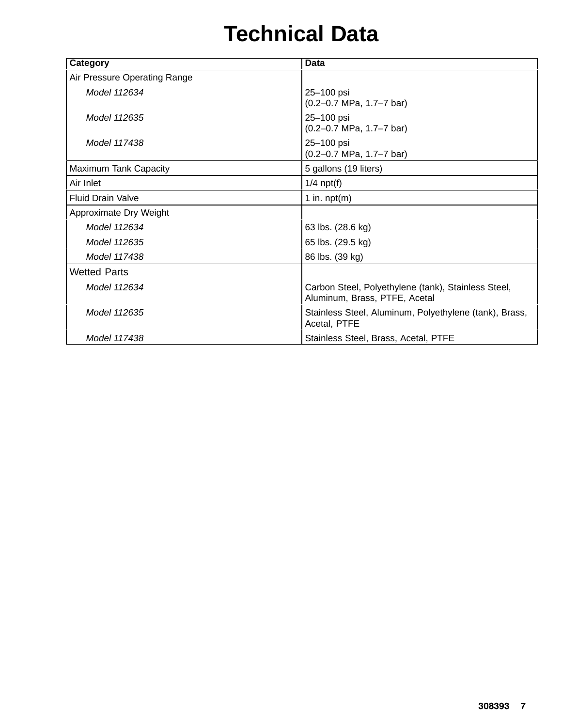# Technical Data

| Category | Data |
|---|---|
| Air Pressure Operating Range | |
| *Model 112634* | 25–100 psi<br>(0.2–0.7 MPa, 1.7–7 bar) |
| *Model 112635* | 25–100 psi<br>(0.2–0.7 MPa, 1.7–7 bar) |
| *Model 117438* | 25–100 psi<br>(0.2–0.7 MPa, 1.7–7 bar) |
| Maximum Tank Capacity | 5 gallons (19 liters) |
| Air Inlet | 1/4 npt(f) |
| Fluid Drain Valve | 1 in. npt(m) |
| Approximate Dry Weight | |
| *Model 112634* | 63 lbs. (28.6 kg) |
| *Model 112635* | 65 lbs. (29.5 kg) |
| *Model 117438* | 86 lbs. (39 kg) |
| Wetted Parts | |
| *Model 112634* | Carbon Steel, Polyethylene (tank), Stainless Steel, Aluminum, Brass, PTFE, Acetal |
| *Model 112635* | Stainless Steel, Aluminum, Polyethylene (tank), Brass, Acetal, PTFE |
| *Model 117438* | Stainless Steel, Brass, Acetal, PTFE |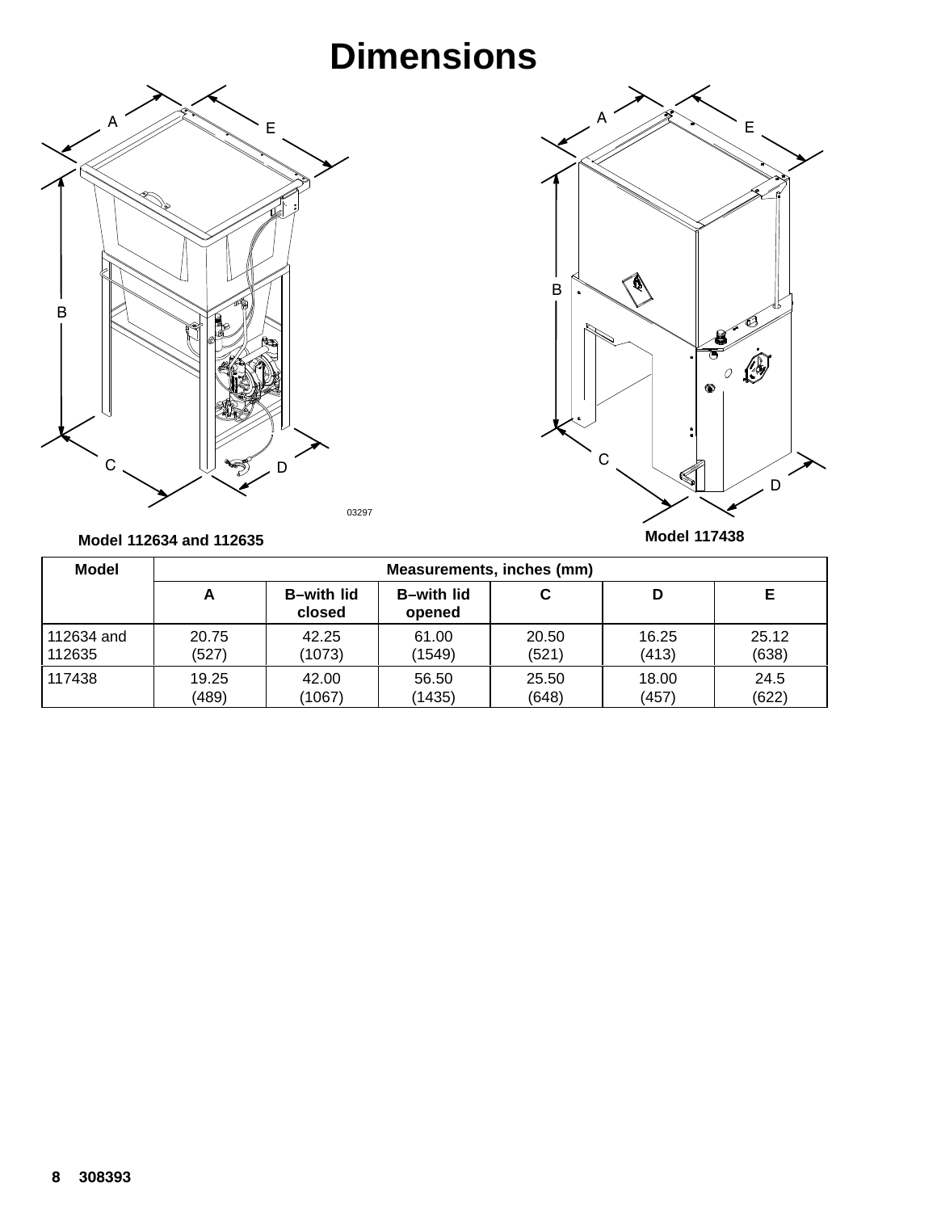# Dimensions

Model 112634 and 112635

Model 117438

| Model | Measurements, inches (mm) | | | | | |
|---|---|---|---|---|---|---|
| | A | B–with lid closed | B–with lid opened | C | D | E |
| 112634 and 112635 | 20.75 (527) | 42.25 (1073) | 61.00 (1549) | 20.50 (521) | 16.25 (413) | 25.12 (638) |
| 117438 | 19.25 (489) | 42.00 (1067) | 56.50 (1435) | 25.50 (648) | 18.00 (457) | 24.5 (622) |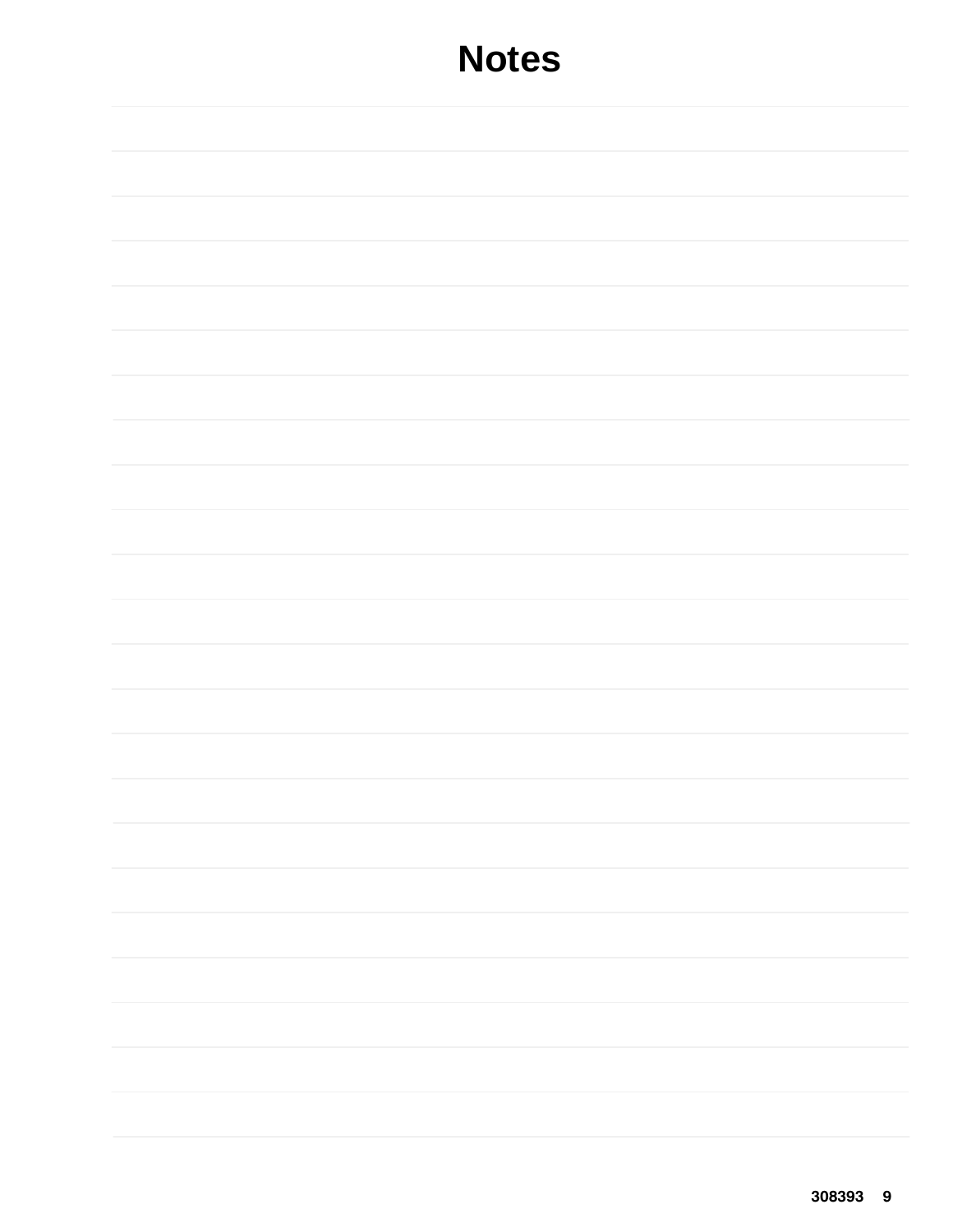# Notes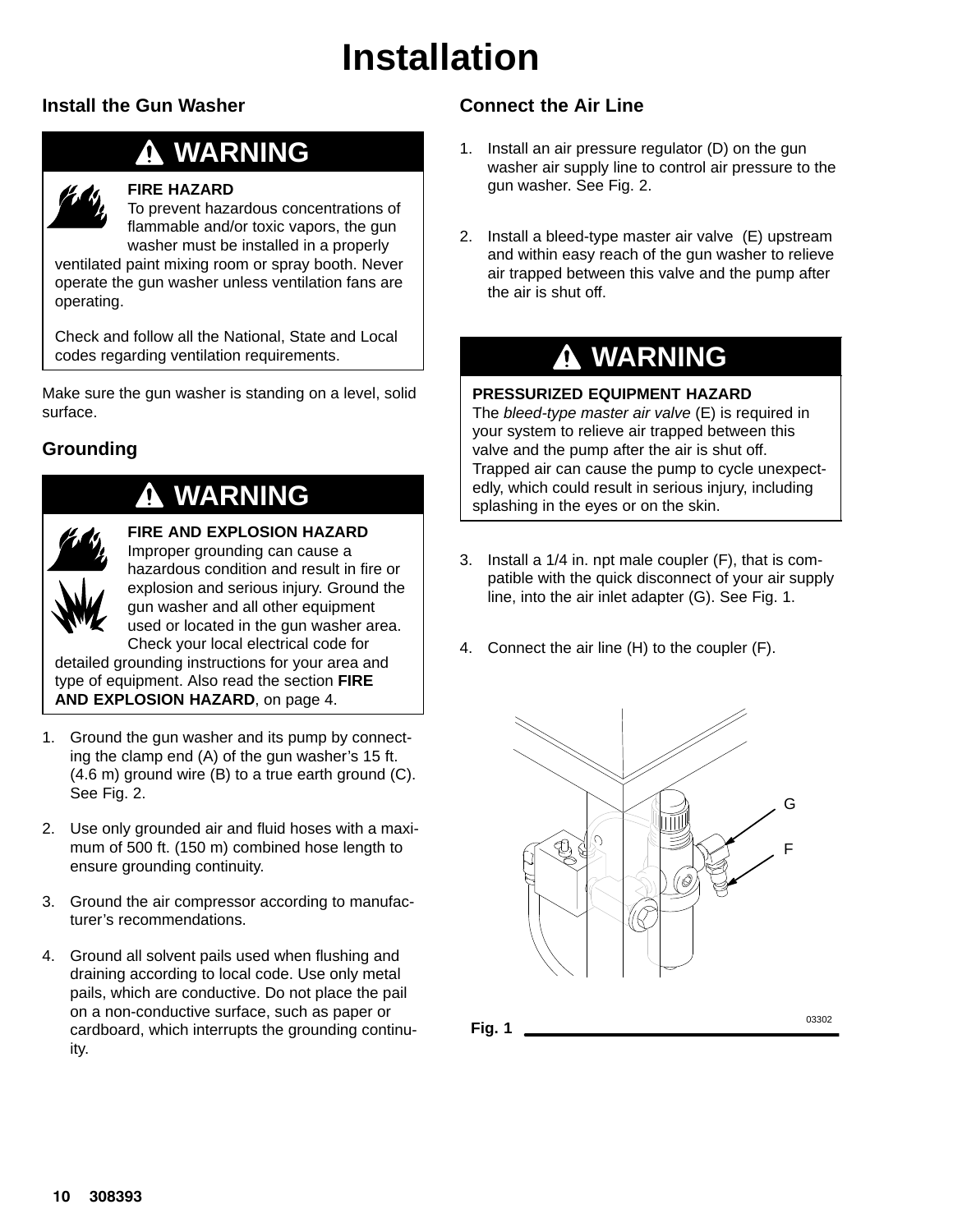# Installation

## Install the Gun Washer

**⚠ WARNING**

**FIRE HAZARD**
To prevent hazardous concentrations of flammable and/or toxic vapors, the gun washer must be installed in a properly ventilated paint mixing room or spray booth. Never operate the gun washer unless ventilation fans are operating.

Check and follow all the National, State and Local codes regarding ventilation requirements.

Make sure the gun washer is standing on a level, solid surface.

## Grounding

**⚠ WARNING**

**FIRE AND EXPLOSION HAZARD**
Improper grounding can cause a hazardous condition and result in fire or explosion and serious injury. Ground the gun washer and all other equipment used or located in the gun washer area. Check your local electrical code for detailed grounding instructions for your area and type of equipment. Also read the section **FIRE AND EXPLOSION HAZARD**, on page 4.

1. Ground the gun washer and its pump by connecting the clamp end (A) of the gun washer's 15 ft. (4.6 m) ground wire (B) to a true earth ground (C). See Fig. 2.
2. Use only grounded air and fluid hoses with a maximum of 500 ft. (150 m) combined hose length to ensure grounding continuity.
3. Ground the air compressor according to manufacturer's recommendations.
4. Ground all solvent pails used when flushing and draining according to local code. Use only metal pails, which are conductive. Do not place the pail on a non-conductive surface, such as paper or cardboard, which interrupts the grounding continuity.

## Connect the Air Line

1. Install an air pressure regulator (D) on the gun washer air supply line to control air pressure to the gun washer. See Fig. 2.
2. Install a bleed-type master air valve (E) upstream and within easy reach of the gun washer to relieve air trapped between this valve and the pump after the air is shut off.

**⚠ WARNING**

**PRESSURIZED EQUIPMENT HAZARD**
The *bleed-type master air valve* (E) is required in your system to relieve air trapped between this valve and the pump after the air is shut off. Trapped air can cause the pump to cycle unexpectedly, which could result in serious injury, including splashing in the eyes or on the skin.

3. Install a 1/4 in. npt male coupler (F), that is compatible with the quick disconnect of your air supply line, into the air inlet adapter (G). See Fig. 1.
4. Connect the air line (H) to the coupler (F).

G
F

03302

Fig. 1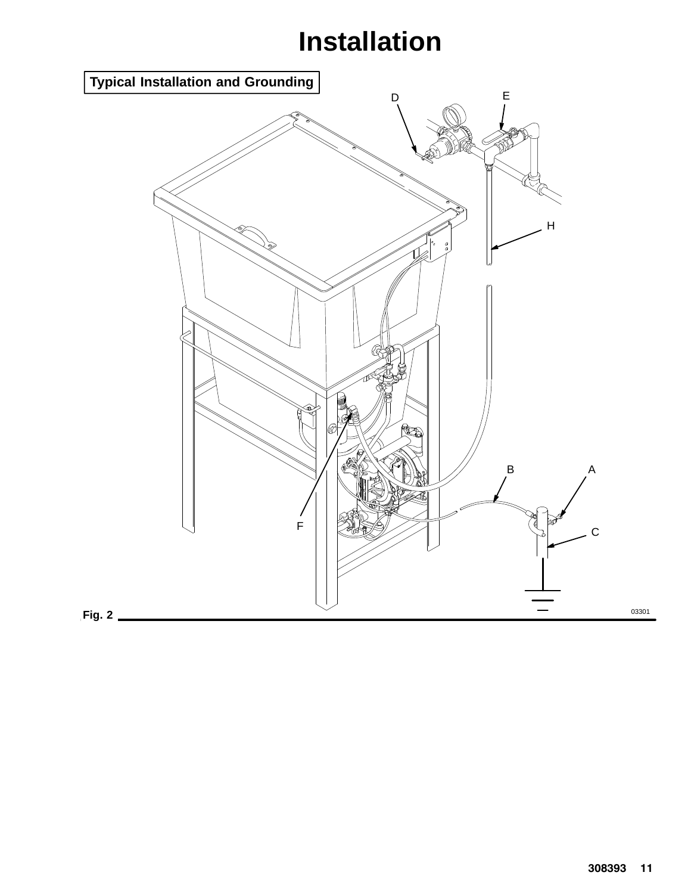# Installation

**Typical Installation and Grounding**

Fig. 2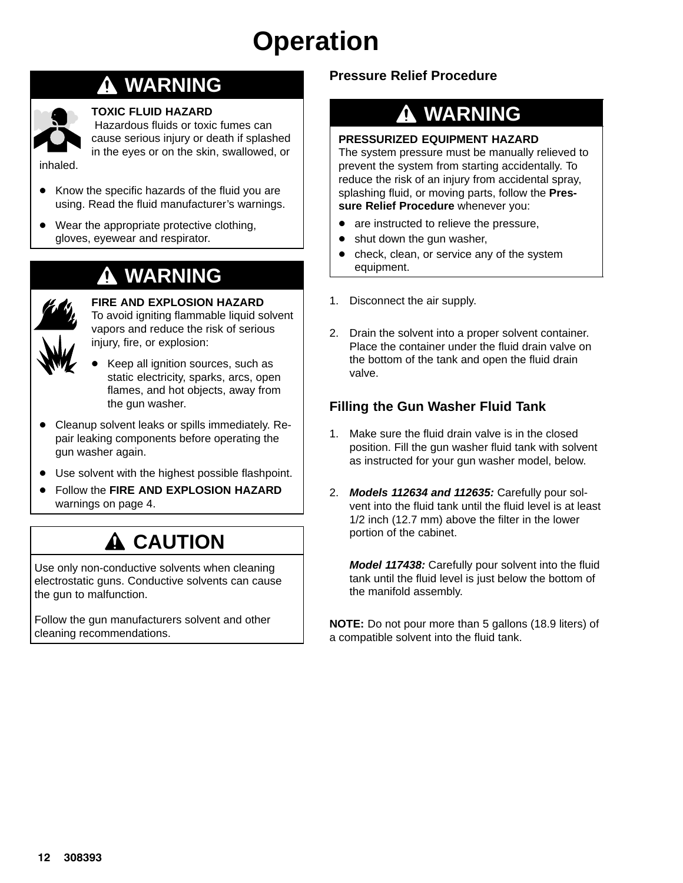# Operation

## ⚠ WARNING

**TOXIC FLUID HAZARD**
Hazardous fluids or toxic fumes can cause serious injury or death if splashed in the eyes or on the skin, swallowed, or inhaled.

- Know the specific hazards of the fluid you are using. Read the fluid manufacturer's warnings.
- Wear the appropriate protective clothing, gloves, eyewear and respirator.

## ⚠ WARNING

**FIRE AND EXPLOSION HAZARD**
To avoid igniting flammable liquid solvent vapors and reduce the risk of serious injury, fire, or explosion:

- Keep all ignition sources, such as static electricity, sparks, arcs, open flames, and hot objects, away from the gun washer.
- Cleanup solvent leaks or spills immediately. Repair leaking components before operating the gun washer again.
- Use solvent with the highest possible flashpoint.
- Follow the **FIRE AND EXPLOSION HAZARD** warnings on page 4.

## ⚠ CAUTION

Use only non-conductive solvents when cleaning electrostatic guns. Conductive solvents can cause the gun to malfunction.

Follow the gun manufacturers solvent and other cleaning recommendations.

### Pressure Relief Procedure

## ⚠ WARNING

**PRESSURIZED EQUIPMENT HAZARD**
The system pressure must be manually relieved to prevent the system from starting accidentally. To reduce the risk of an injury from accidental spray, splashing fluid, or moving parts, follow the **Pressure Relief Procedure** whenever you:

- are instructed to relieve the pressure,
- shut down the gun washer,
- check, clean, or service any of the system equipment.

1. Disconnect the air supply.
2. Drain the solvent into a proper solvent container. Place the container under the fluid drain valve on the bottom of the tank and open the fluid drain valve.

### Filling the Gun Washer Fluid Tank

1. Make sure the fluid drain valve is in the closed position. Fill the gun washer fluid tank with solvent as instructed for your gun washer model, below.
2. ***Models 112634 and 112635:*** Carefully pour solvent into the fluid tank until the fluid level is at least 1/2 inch (12.7 mm) above the filter in the lower portion of the cabinet.

   ***Model 117438:*** Carefully pour solvent into the fluid tank until the fluid level is just below the bottom of the manifold assembly.

**NOTE:** Do not pour more than 5 gallons (18.9 liters) of a compatible solvent into the fluid tank.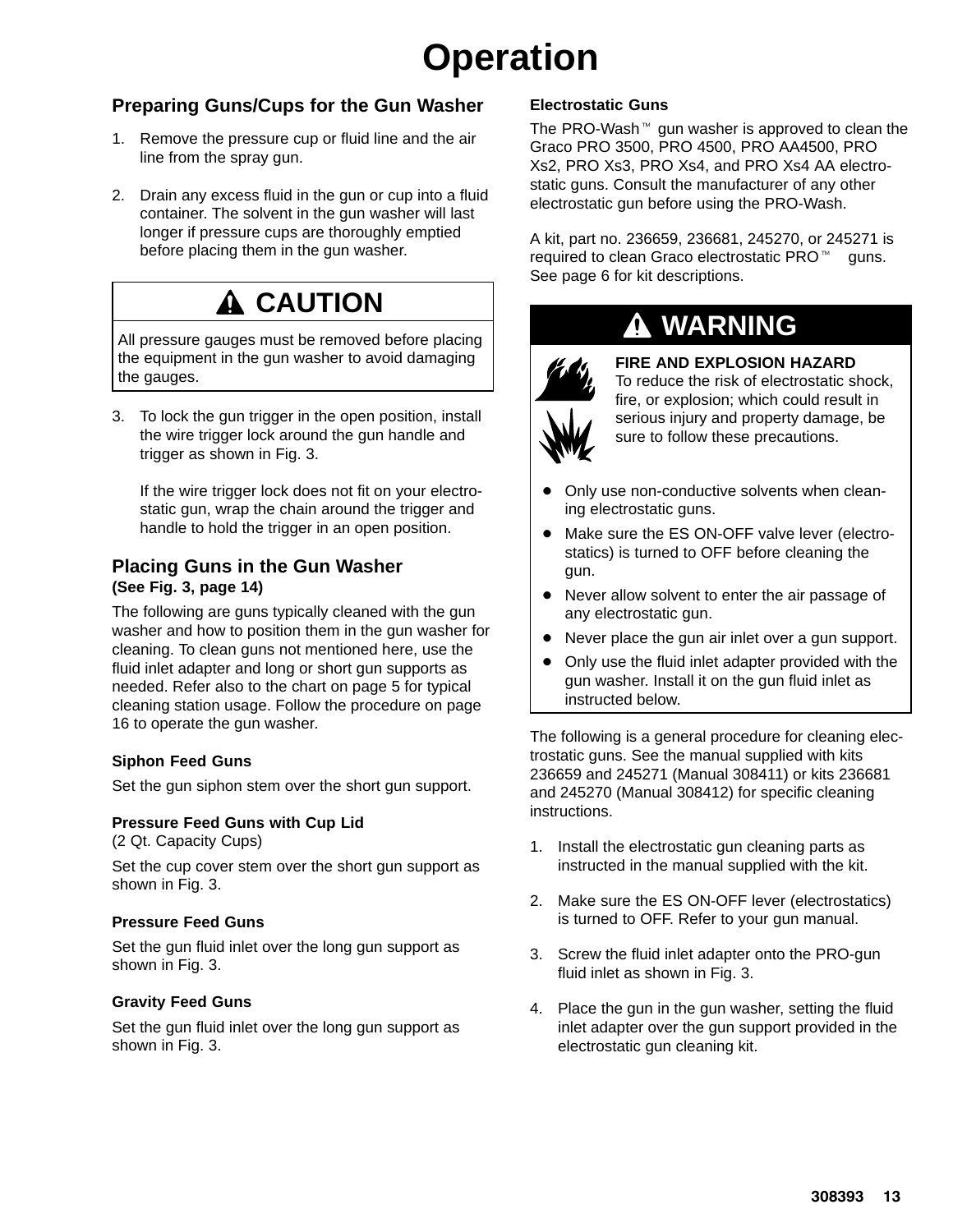# Operation

## Preparing Guns/Cups for the Gun Washer

1. Remove the pressure cup or fluid line and the air line from the spray gun.
2. Drain any excess fluid in the gun or cup into a fluid container. The solvent in the gun washer will last longer if pressure cups are thoroughly emptied before placing them in the gun washer.

> **⚠ CAUTION**
>
> All pressure gauges must be removed before placing the equipment in the gun washer to avoid damaging the gauges.

3. To lock the gun trigger in the open position, install the wire trigger lock around the gun handle and trigger as shown in Fig. 3.

   If the wire trigger lock does not fit on your electrostatic gun, wrap the chain around the trigger and handle to hold the trigger in an open position.

## Placing Guns in the Gun Washer
**(See Fig. 3, page 14)**

The following are guns typically cleaned with the gun washer and how to position them in the gun washer for cleaning. To clean guns not mentioned here, use the fluid inlet adapter and long or short gun supports as needed. Refer also to the chart on page 5 for typical cleaning station usage. Follow the procedure on page 16 to operate the gun washer.

### Siphon Feed Guns

Set the gun siphon stem over the short gun support.

### Pressure Feed Guns with Cup Lid
(2 Qt. Capacity Cups)

Set the cup cover stem over the short gun support as shown in Fig. 3.

### Pressure Feed Guns

Set the gun fluid inlet over the long gun support as shown in Fig. 3.

### Gravity Feed Guns

Set the gun fluid inlet over the long gun support as shown in Fig. 3.

### Electrostatic Guns

The PRO-Wash™ gun washer is approved to clean the Graco PRO 3500, PRO 4500, PRO AA4500, PRO Xs2, PRO Xs3, PRO Xs4, and PRO Xs4 AA electrostatic guns. Consult the manufacturer of any other electrostatic gun before using the PRO-Wash.

A kit, part no. 236659, 236681, 245270, or 245271 is required to clean Graco electrostatic PRO™ guns. See page 6 for kit descriptions.

> **⚠ WARNING**
>
> **FIRE AND EXPLOSION HAZARD**
> To reduce the risk of electrostatic shock, fire, or explosion; which could result in serious injury and property damage, be sure to follow these precautions.
>
> - Only use non-conductive solvents when cleaning electrostatic guns.
> - Make sure the ES ON-OFF valve lever (electrostatics) is turned to OFF before cleaning the gun.
> - Never allow solvent to enter the air passage of any electrostatic gun.
> - Never place the gun air inlet over a gun support.
> - Only use the fluid inlet adapter provided with the gun washer. Install it on the gun fluid inlet as instructed below.

The following is a general procedure for cleaning electrostatic guns. See the manual supplied with kits 236659 and 245271 (Manual 308411) or kits 236681 and 245270 (Manual 308412) for specific cleaning instructions.

1. Install the electrostatic gun cleaning parts as instructed in the manual supplied with the kit.
2. Make sure the ES ON-OFF lever (electrostatics) is turned to OFF. Refer to your gun manual.
3. Screw the fluid inlet adapter onto the PRO-gun fluid inlet as shown in Fig. 3.
4. Place the gun in the gun washer, setting the fluid inlet adapter over the gun support provided in the electrostatic gun cleaning kit.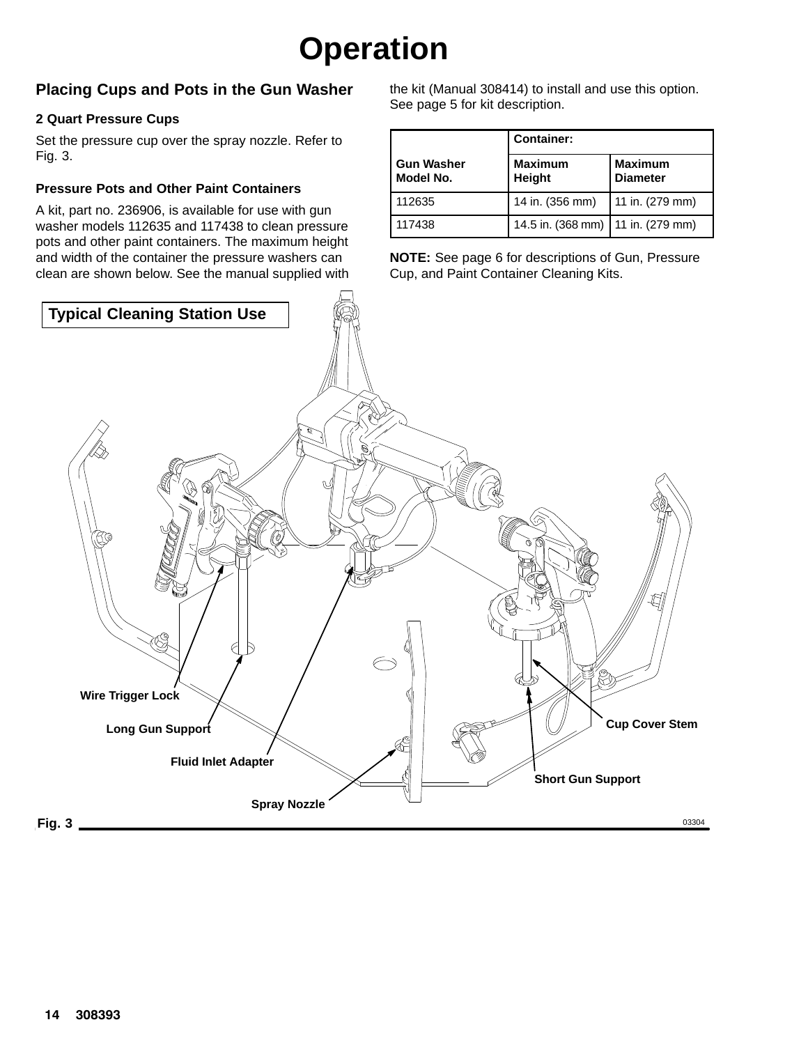# Operation

## Placing Cups and Pots in the Gun Washer

### 2 Quart Pressure Cups

Set the pressure cup over the spray nozzle. Refer to Fig. 3.

### Pressure Pots and Other Paint Containers

A kit, part no. 236906, is available for use with gun washer models 112635 and 117438 to clean pressure pots and other paint containers. The maximum height and width of the container the pressure washers can clean are shown below. See the manual supplied with the kit (Manual 308414) to install and use this option. See page 5 for kit description.

| Gun Washer Model No. | Container: Maximum Height | Container: Maximum Diameter |
|---|---|---|
| 112635 | 14 in. (356 mm) | 11 in. (279 mm) |
| 117438 | 14.5 in. (368 mm) | 11 in. (279 mm) |

**NOTE:** See page 6 for descriptions of Gun, Pressure Cup, and Paint Container Cleaning Kits.

**Typical Cleaning Station Use**

Wire Trigger Lock

Long Gun Support

Fluid Inlet Adapter

Spray Nozzle

Cup Cover Stem

Short Gun Support

**Fig. 3** 03304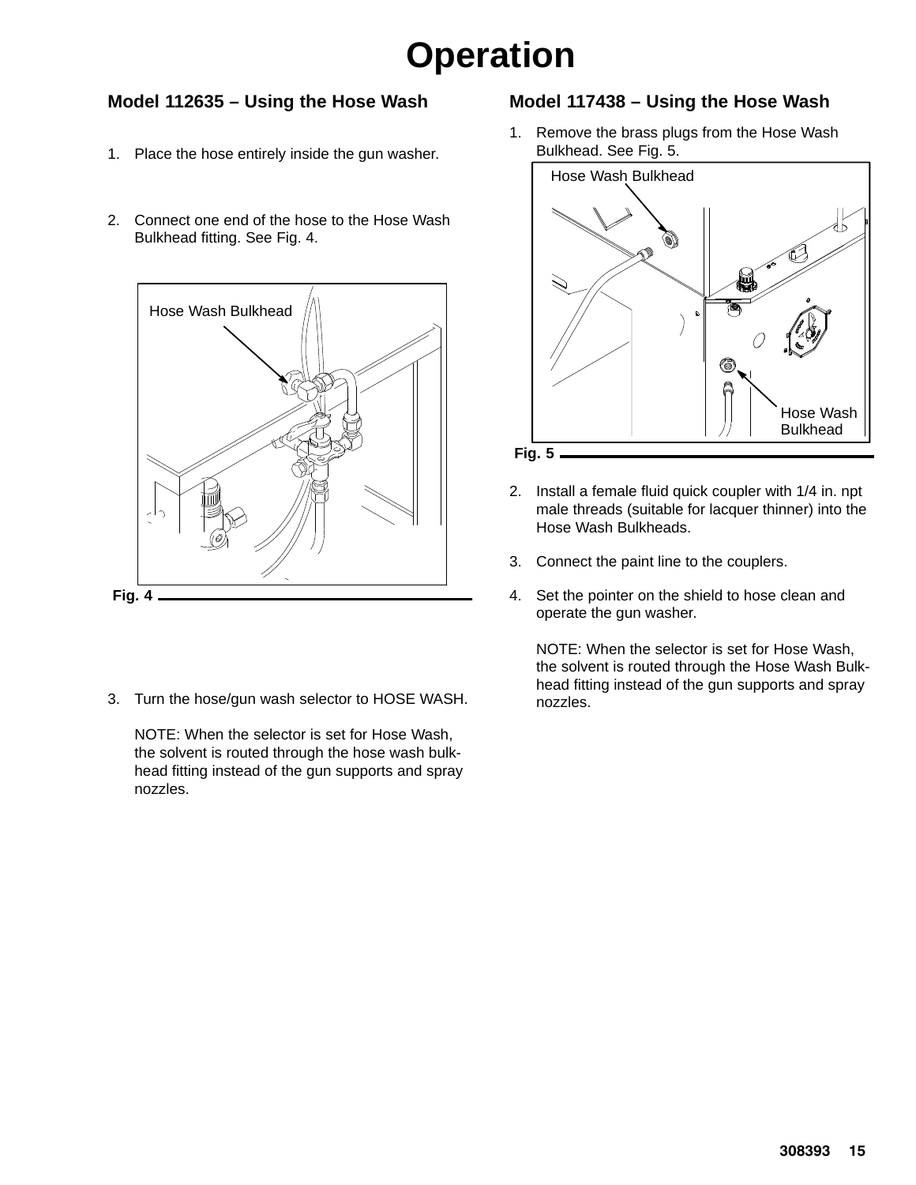# Operation

## Model 112635 – Using the Hose Wash

1. Place the hose entirely inside the gun washer.

2. Connect one end of the hose to the Hose Wash Bulkhead fitting. See Fig. 4.

Hose Wash Bulkhead

Fig. 4

3. Turn the hose/gun wash selector to HOSE WASH.

   NOTE: When the selector is set for Hose Wash, the solvent is routed through the hose wash bulkhead fitting instead of the gun supports and spray nozzles.

## Model 117438 – Using the Hose Wash

1. Remove the brass plugs from the Hose Wash Bulkhead. See Fig. 5.

Hose Wash Bulkhead

Hose Wash Bulkhead

Fig. 5

2. Install a female fluid quick coupler with 1/4 in. npt male threads (suitable for lacquer thinner) into the Hose Wash Bulkheads.

3. Connect the paint line to the couplers.

4. Set the pointer on the shield to hose clean and operate the gun washer.

   NOTE: When the selector is set for Hose Wash, the solvent is routed through the Hose Wash Bulkhead fitting instead of the gun supports and spray nozzles.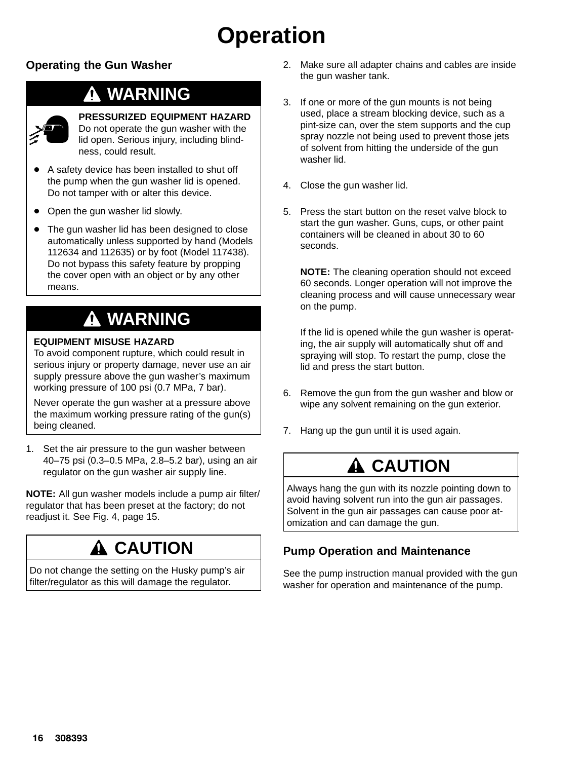# Operation

## Operating the Gun Washer

> **⚠ WARNING**
>
> **PRESSURIZED EQUIPMENT HAZARD**
> Do not operate the gun washer with the lid open. Serious injury, including blindness, could result.
>
> - A safety device has been installed to shut off the pump when the gun washer lid is opened. Do not tamper with or alter this device.
> - Open the gun washer lid slowly.
> - The gun washer lid has been designed to close automatically unless supported by hand (Models 112634 and 112635) or by foot (Model 117438). Do not bypass this safety feature by propping the cover open with an object or by any other means.

> **⚠ WARNING**
>
> **EQUIPMENT MISUSE HAZARD**
> To avoid component rupture, which could result in serious injury or property damage, never use an air supply pressure above the gun washer's maximum working pressure of 100 psi (0.7 MPa, 7 bar).
>
> Never operate the gun washer at a pressure above the maximum working pressure rating of the gun(s) being cleaned.

1. Set the air pressure to the gun washer between 40–75 psi (0.3–0.5 MPa, 2.8–5.2 bar), using an air regulator on the gun washer air supply line.

**NOTE:** All gun washer models include a pump air filter/regulator that has been preset at the factory; do not readjust it. See Fig. 4, page 15.

> **⚠ CAUTION**
>
> Do not change the setting on the Husky pump's air filter/regulator as this will damage the regulator.

2. Make sure all adapter chains and cables are inside the gun washer tank.
3. If one or more of the gun mounts is not being used, place a stream blocking device, such as a pint-size can, over the stem supports and the cup spray nozzle not being used to prevent those jets of solvent from hitting the underside of the gun washer lid.
4. Close the gun washer lid.
5. Press the start button on the reset valve block to start the gun washer. Guns, cups, or other paint containers will be cleaned in about 30 to 60 seconds.

   **NOTE:** The cleaning operation should not exceed 60 seconds. Longer operation will not improve the cleaning process and will cause unnecessary wear on the pump.

   If the lid is opened while the gun washer is operating, the air supply will automatically shut off and spraying will stop. To restart the pump, close the lid and press the start button.

6. Remove the gun from the gun washer and blow or wipe any solvent remaining on the gun exterior.
7. Hang up the gun until it is used again.

> **⚠ CAUTION**
>
> Always hang the gun with its nozzle pointing down to avoid having solvent run into the gun air passages. Solvent in the gun air passages can cause poor atomization and can damage the gun.

## Pump Operation and Maintenance

See the pump instruction manual provided with the gun washer for operation and maintenance of the pump.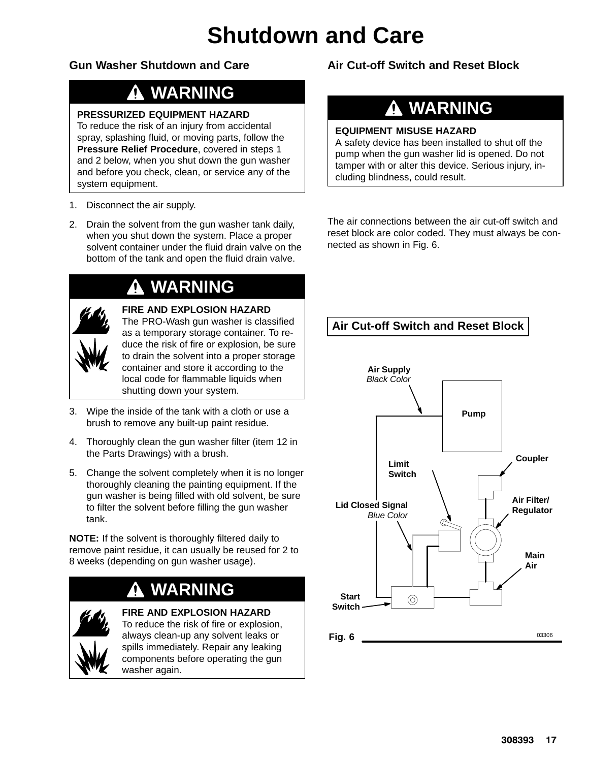# Shutdown and Care

## Gun Washer Shutdown and Care

**⚠ WARNING**

**PRESSURIZED EQUIPMENT HAZARD**
To reduce the risk of an injury from accidental spray, splashing fluid, or moving parts, follow the **Pressure Relief Procedure**, covered in steps 1 and 2 below, when you shut down the gun washer and before you check, clean, or service any of the system equipment.

1. Disconnect the air supply.
2. Drain the solvent from the gun washer tank daily, when you shut down the system. Place a proper solvent container under the fluid drain valve on the bottom of the tank and open the fluid drain valve.

**⚠ WARNING**

**FIRE AND EXPLOSION HAZARD**
The PRO-Wash gun washer is classified as a temporary storage container. To reduce the risk of fire or explosion, be sure to drain the solvent into a proper storage container and store it according to the local code for flammable liquids when shutting down your system.

3. Wipe the inside of the tank with a cloth or use a brush to remove any built-up paint residue.
4. Thoroughly clean the gun washer filter (item 12 in the Parts Drawings) with a brush.
5. Change the solvent completely when it is no longer thoroughly cleaning the painting equipment. If the gun washer is being filled with old solvent, be sure to filter the solvent before filling the gun washer tank.

**NOTE:** If the solvent is thoroughly filtered daily to remove paint residue, it can usually be reused for 2 to 8 weeks (depending on gun washer usage).

**⚠ WARNING**

**FIRE AND EXPLOSION HAZARD**
To reduce the risk of fire or explosion, always clean-up any solvent leaks or spills immediately. Repair any leaking components before operating the gun washer again.

## Air Cut-off Switch and Reset Block

**⚠ WARNING**

**EQUIPMENT MISUSE HAZARD**
A safety device has been installed to shut off the pump when the gun washer lid is opened. Do not tamper with or alter this device. Serious injury, including blindness, could result.

The air connections between the air cut-off switch and reset block are color coded. They must always be connected as shown in Fig. 6.

**Air Cut-off Switch and Reset Block**

Air Supply *Black Color*; Pump; Coupler; Limit Switch; Air Filter/ Regulator; Lid Closed Signal *Blue Color*; Main Air; Start Switch

Fig. 6 03306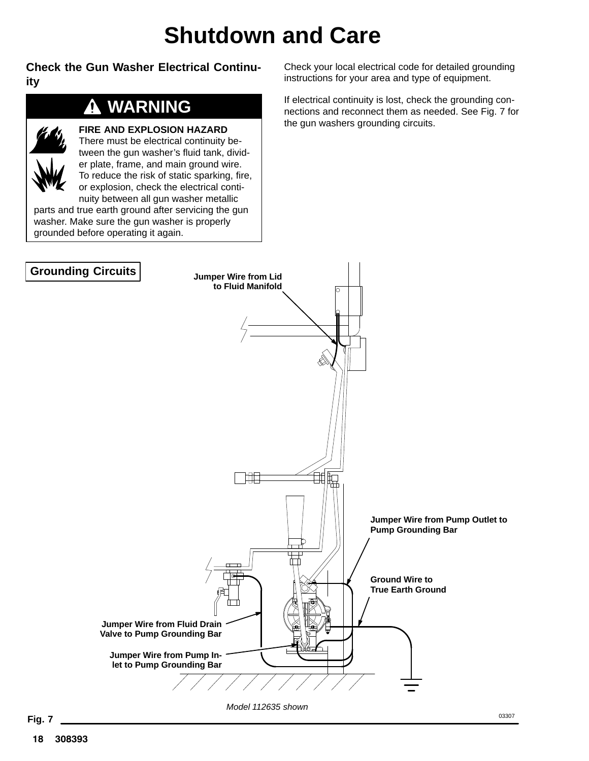# Shutdown and Care

## Check the Gun Washer Electrical Continuity

**⚠ WARNING**

**FIRE AND EXPLOSION HAZARD**
There must be electrical continuity between the gun washer's fluid tank, divider plate, frame, and main ground wire. To reduce the risk of static sparking, fire, or explosion, check the electrical continuity between all gun washer metallic parts and true earth ground after servicing the gun washer. Make sure the gun washer is properly grounded before operating it again.

Check your local electrical code for detailed grounding instructions for your area and type of equipment.

If electrical continuity is lost, check the grounding connections and reconnect them as needed. See Fig. 7 for the gun washers grounding circuits.

**Grounding Circuits**

**Jumper Wire from Lid to Fluid Manifold**

**Jumper Wire from Pump Outlet to Pump Grounding Bar**

**Ground Wire to True Earth Ground**

**Jumper Wire from Fluid Drain Valve to Pump Grounding Bar**

**Jumper Wire from Pump Inlet to Pump Grounding Bar**

*Model 112635 shown*

03307

**Fig. 7**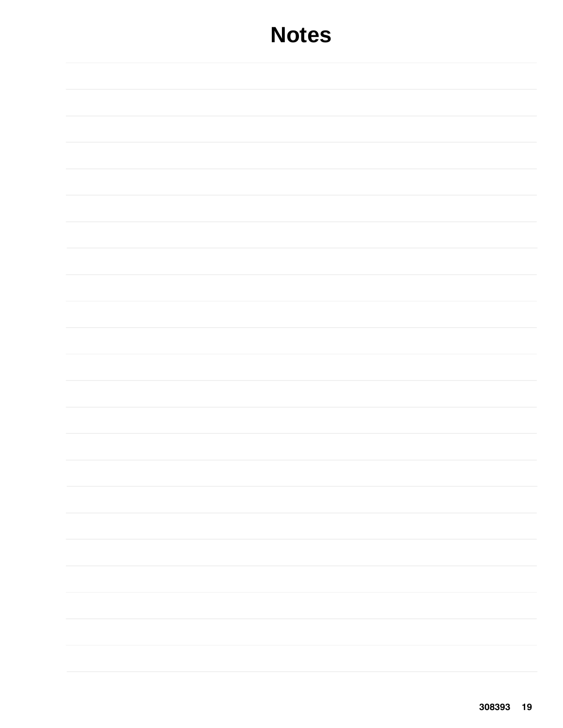# Notes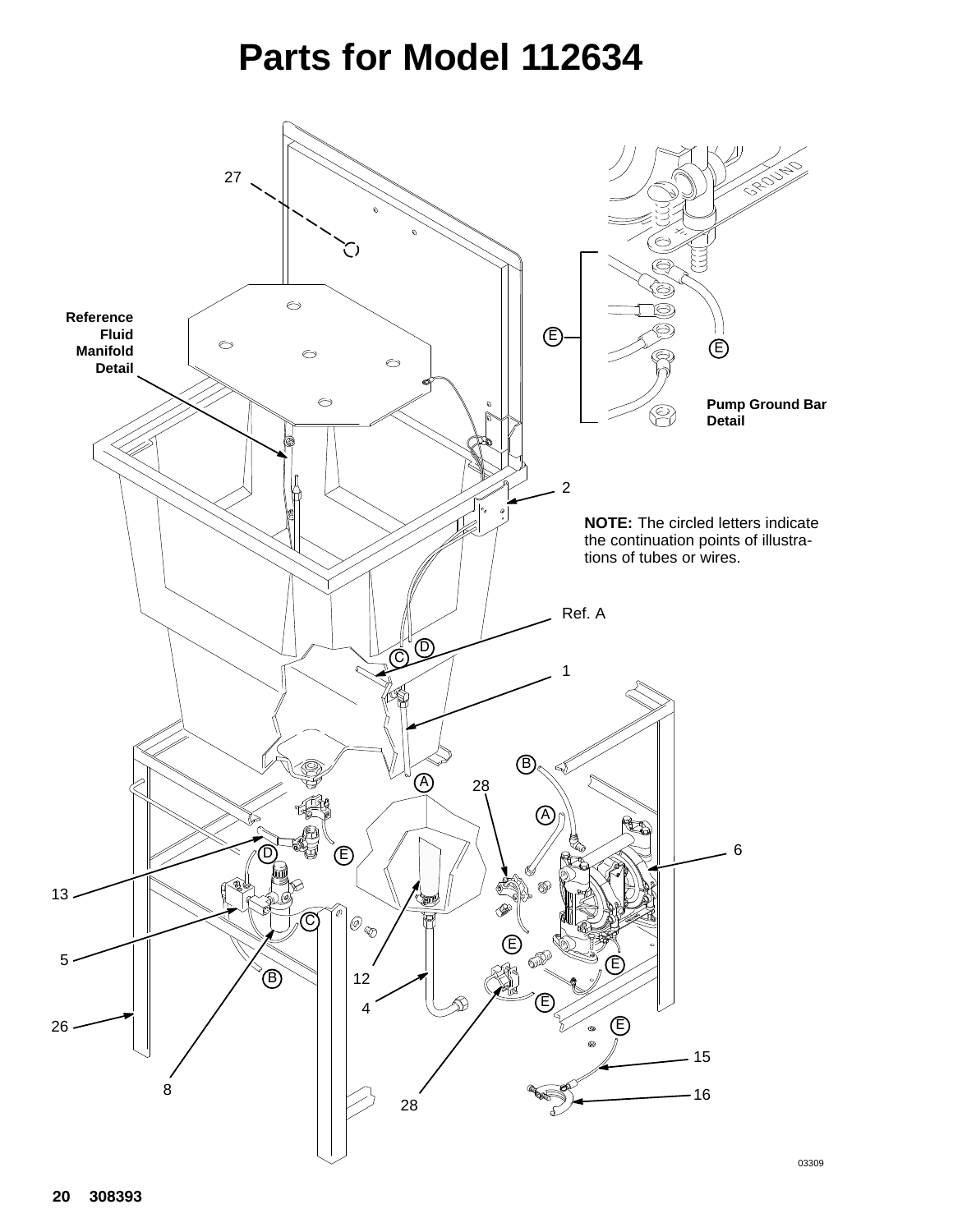# Parts for Model 112634

Reference Fluid Manifold Detail

Pump Ground Bar Detail

**NOTE:** The circled letters indicate the continuation points of illustrations of tubes or wires.

27

2

Ref. A

1

28

6

13

5

26

8

12

4

28

15

16

GROUND

03309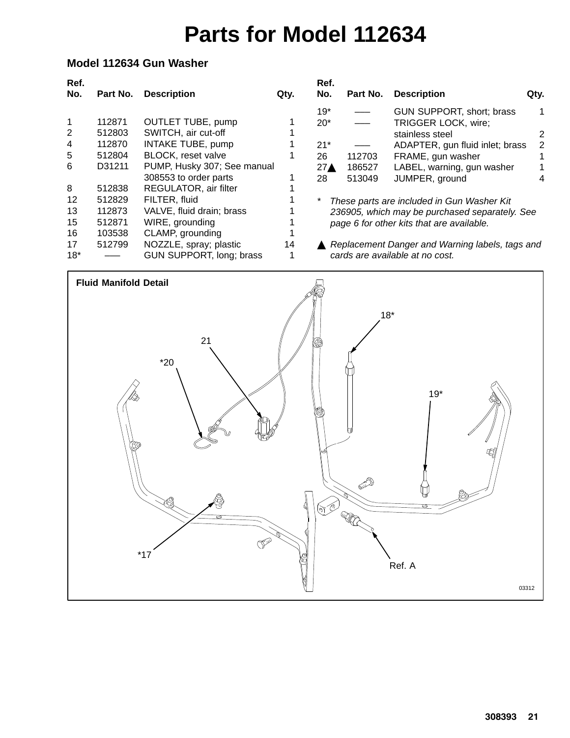# Parts for Model 112634

## Model 112634 Gun Washer

| Ref. No. | Part No. | Description | Qty. |
|---|---|---|---|
| 1 | 112871 | OUTLET TUBE, pump | 1 |
| 2 | 512803 | SWITCH, air cut-off | 1 |
| 4 | 112870 | INTAKE TUBE, pump | 1 |
| 5 | 512804 | BLOCK, reset valve | 1 |
| 6 | D31211 | PUMP, Husky 307; See manual 308553 to order parts | 1 |
| 8 | 512838 | REGULATOR, air filter | 1 |
| 12 | 512829 | FILTER, fluid | 1 |
| 13 | 112873 | VALVE, fluid drain; brass | 1 |
| 15 | 512871 | WIRE, grounding | 1 |
| 16 | 103538 | CLAMP, grounding | 1 |
| 17 | 512799 | NOZZLE, spray; plastic | 14 |
| 18* | —— | GUN SUPPORT, long; brass | 1 |
| 19* | —— | GUN SUPPORT, short; brass | 1 |
| 20* | —— | TRIGGER LOCK, wire; stainless steel | 2 |
| 21* | —— | ADAPTER, gun fluid inlet; brass | 2 |
| 26 | 112703 | FRAME, gun washer | 1 |
| 27▲ | 186527 | LABEL, warning, gun washer | 1 |
| 28 | 513049 | JUMPER, ground | 4 |

\* *These parts are included in Gun Washer Kit 236905, which may be purchased separately. See page 6 for other kits that are available.*

▲ *Replacement Danger and Warning labels, tags and cards are available at no cost.*

**Fluid Manifold Detail**

18*, 21, *20, 19*, *17, Ref. A

03312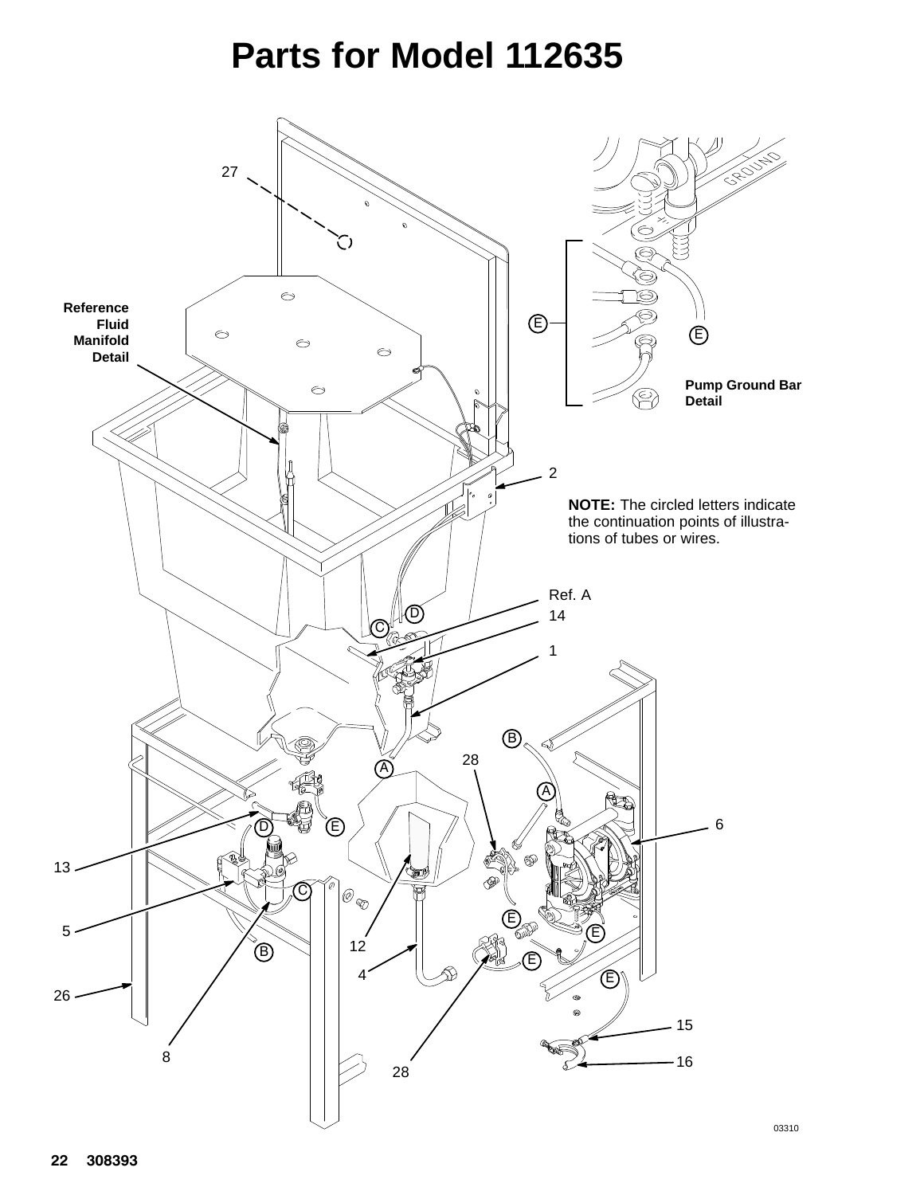# Parts for Model 112635

Reference Fluid Manifold Detail

Pump Ground Bar Detail

**NOTE:** The circled letters indicate the continuation points of illustrations of tubes or wires.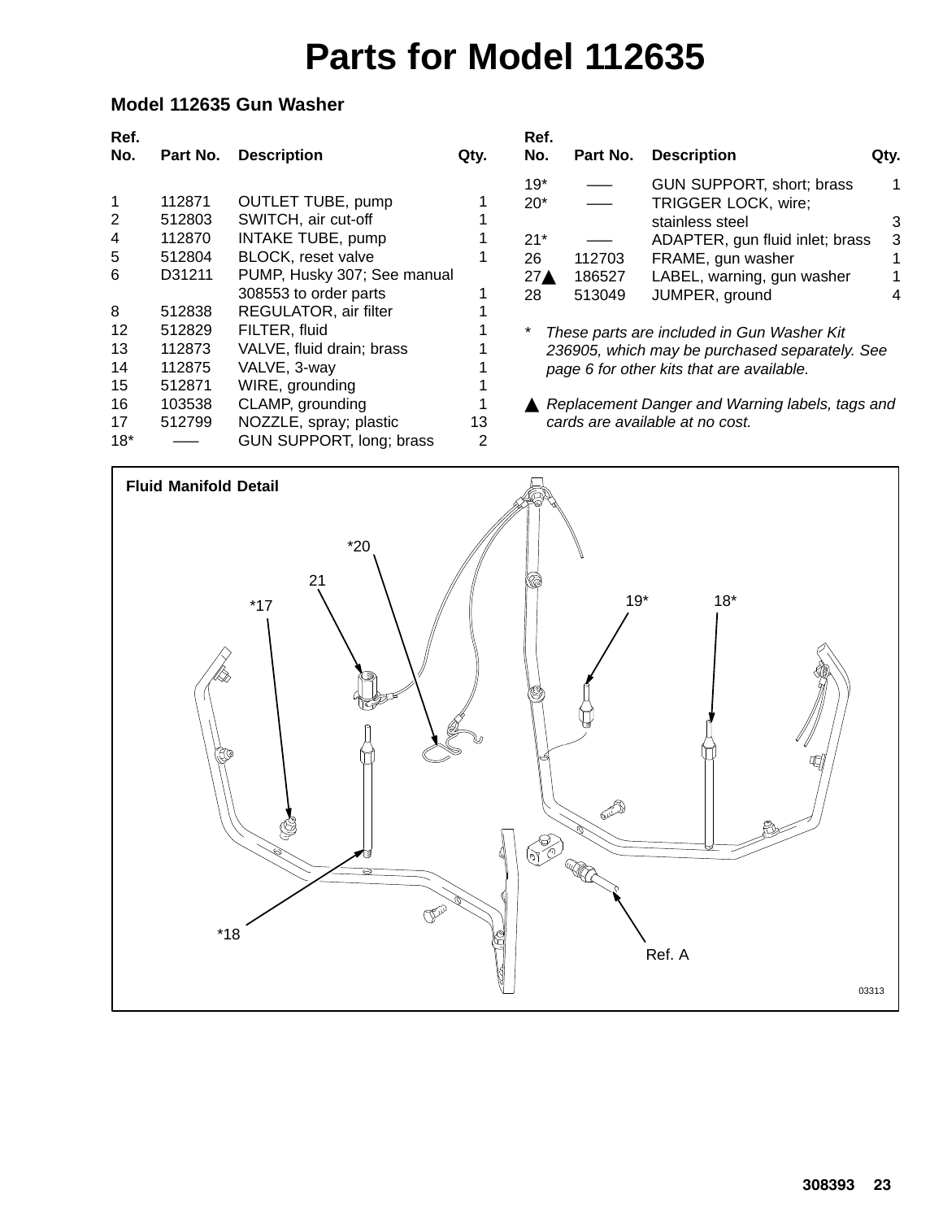# Parts for Model 112635

## Model 112635 Gun Washer

| Ref. No. | Part No. | Description | Qty. |
|---|---|---|---|
| 1 | 112871 | OUTLET TUBE, pump | 1 |
| 2 | 512803 | SWITCH, air cut-off | 1 |
| 4 | 112870 | INTAKE TUBE, pump | 1 |
| 5 | 512804 | BLOCK, reset valve | 1 |
| 6 | D31211 | PUMP, Husky 307; See manual 308553 to order parts | 1 |
| 8 | 512838 | REGULATOR, air filter | 1 |
| 12 | 512829 | FILTER, fluid | 1 |
| 13 | 112873 | VALVE, fluid drain; brass | 1 |
| 14 | 112875 | VALVE, 3-way | 1 |
| 15 | 512871 | WIRE, grounding | 1 |
| 16 | 103538 | CLAMP, grounding | 1 |
| 17 | 512799 | NOZZLE, spray; plastic | 13 |
| 18* | —— | GUN SUPPORT, long; brass | 2 |
| 19* | —— | GUN SUPPORT, short; brass | 1 |
| 20* | —— | TRIGGER LOCK, wire; stainless steel | 3 |
| 21* | —— | ADAPTER, gun fluid inlet; brass | 3 |
| 26 | 112703 | FRAME, gun washer | 1 |
| 27▲ | 186527 | LABEL, warning, gun washer | 1 |
| 28 | 513049 | JUMPER, ground | 4 |

\* *These parts are included in Gun Washer Kit 236905, which may be purchased separately. See page 6 for other kits that are available.*

▲ *Replacement Danger and Warning labels, tags and cards are available at no cost.*

**Fluid Manifold Detail**

*20, 21, *17, 19*, 18*, *18, Ref. A

03313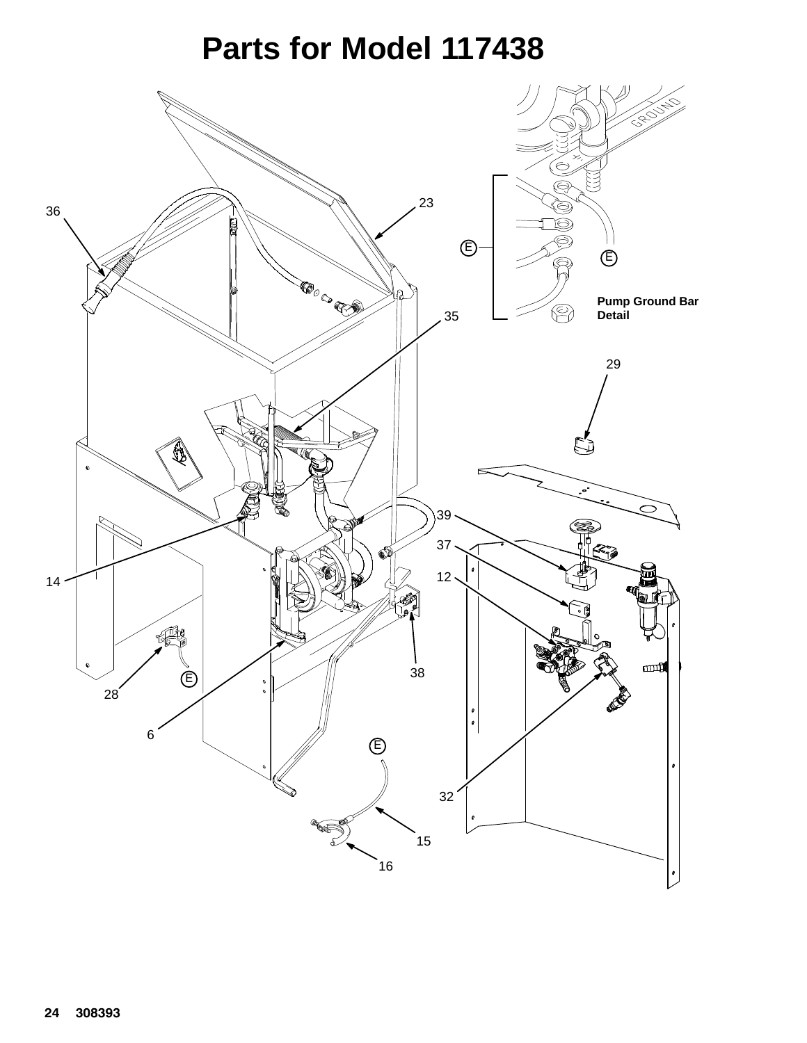# Parts for Model 117438

Pump Ground Bar Detail

36 23 E E 35 29 39 37 12 14 38 28 E 6 E 32 15 16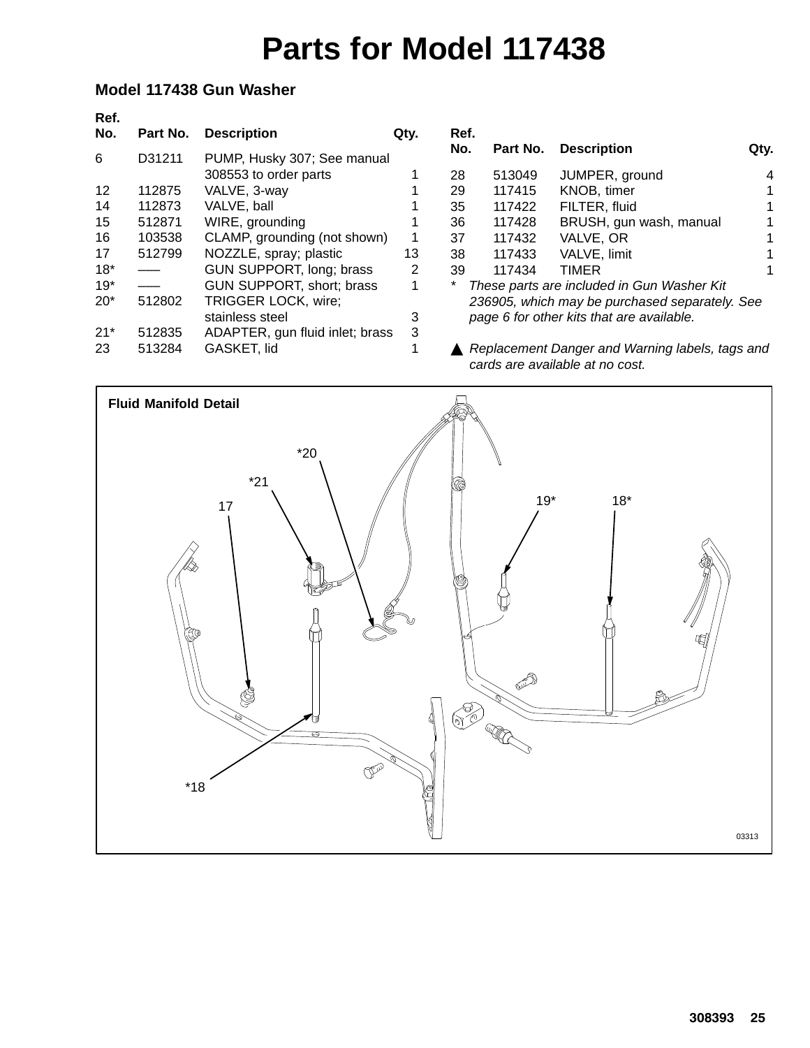# Parts for Model 117438

### Model 117438 Gun Washer

| Ref. No. | Part No. | Description | Qty. |
|---|---|---|---|
| 6 | D31211 | PUMP, Husky 307; See manual 308553 to order parts | 1 |
| 12 | 112875 | VALVE, 3-way | 1 |
| 14 | 112873 | VALVE, ball | 1 |
| 15 | 512871 | WIRE, grounding | 1 |
| 16 | 103538 | CLAMP, grounding (not shown) | 1 |
| 17 | 512799 | NOZZLE, spray; plastic | 13 |
| 18* | —– | GUN SUPPORT, long; brass | 2 |
| 19* | —– | GUN SUPPORT, short; brass | 1 |
| 20* | 512802 | TRIGGER LOCK, wire; stainless steel | 3 |
| 21* | 512835 | ADAPTER, gun fluid inlet; brass | 3 |
| 23 | 513284 | GASKET, lid | 1 |
| 28 | 513049 | JUMPER, ground | 4 |
| 29 | 117415 | KNOB, timer | 1 |
| 35 | 117422 | FILTER, fluid | 1 |
| 36 | 117428 | BRUSH, gun wash, manual | 1 |
| 37 | 117432 | VALVE, OR | 1 |
| 38 | 117433 | VALVE, limit | 1 |
| 39 | 117434 | TIMER | 1 |

\* *These parts are included in Gun Washer Kit 236905, which may be purchased separately. See page 6 for other kits that are available.*

▲ *Replacement Danger and Warning labels, tags and cards are available at no cost.*

**Fluid Manifold Detail**

03313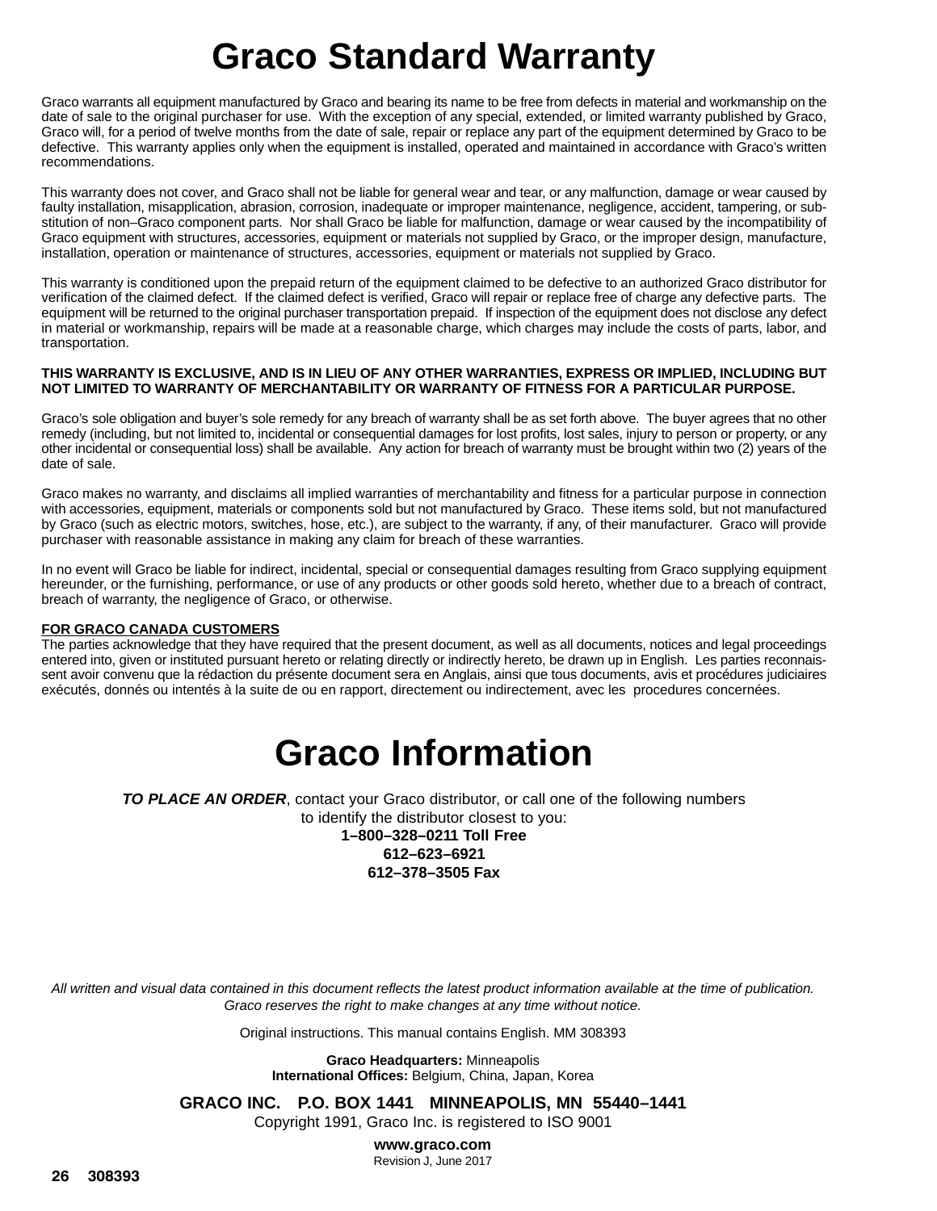# Graco Standard Warranty

Graco warrants all equipment manufactured by Graco and bearing its name to be free from defects in material and workmanship on the date of sale to the original purchaser for use. With the exception of any special, extended, or limited warranty published by Graco, Graco will, for a period of twelve months from the date of sale, repair or replace any part of the equipment determined by Graco to be defective. This warranty applies only when the equipment is installed, operated and maintained in accordance with Graco's written recommendations.

This warranty does not cover, and Graco shall not be liable for general wear and tear, or any malfunction, damage or wear caused by faulty installation, misapplication, abrasion, corrosion, inadequate or improper maintenance, negligence, accident, tampering, or substitution of non–Graco component parts. Nor shall Graco be liable for malfunction, damage or wear caused by the incompatibility of Graco equipment with structures, accessories, equipment or materials not supplied by Graco, or the improper design, manufacture, installation, operation or maintenance of structures, accessories, equipment or materials not supplied by Graco.

This warranty is conditioned upon the prepaid return of the equipment claimed to be defective to an authorized Graco distributor for verification of the claimed defect. If the claimed defect is verified, Graco will repair or replace free of charge any defective parts. The equipment will be returned to the original purchaser transportation prepaid. If inspection of the equipment does not disclose any defect in material or workmanship, repairs will be made at a reasonable charge, which charges may include the costs of parts, labor, and transportation.

**THIS WARRANTY IS EXCLUSIVE, AND IS IN LIEU OF ANY OTHER WARRANTIES, EXPRESS OR IMPLIED, INCLUDING BUT NOT LIMITED TO WARRANTY OF MERCHANTABILITY OR WARRANTY OF FITNESS FOR A PARTICULAR PURPOSE.**

Graco's sole obligation and buyer's sole remedy for any breach of warranty shall be as set forth above. The buyer agrees that no other remedy (including, but not limited to, incidental or consequential damages for lost profits, lost sales, injury to person or property, or any other incidental or consequential loss) shall be available. Any action for breach of warranty must be brought within two (2) years of the date of sale.

Graco makes no warranty, and disclaims all implied warranties of merchantability and fitness for a particular purpose in connection with accessories, equipment, materials or components sold but not manufactured by Graco. These items sold, but not manufactured by Graco (such as electric motors, switches, hose, etc.), are subject to the warranty, if any, of their manufacturer. Graco will provide purchaser with reasonable assistance in making any claim for breach of these warranties.

In no event will Graco be liable for indirect, incidental, special or consequential damages resulting from Graco supplying equipment hereunder, or the furnishing, performance, or use of any products or other goods sold hereto, whether due to a breach of contract, breach of warranty, the negligence of Graco, or otherwise.

**FOR GRACO CANADA CUSTOMERS**

The parties acknowledge that they have required that the present document, as well as all documents, notices and legal proceedings entered into, given or instituted pursuant hereto or relating directly or indirectly hereto, be drawn up in English. Les parties reconnaissent avoir convenu que la rédaction du présente document sera en Anglais, ainsi que tous documents, avis et procédures judiciaires exécutés, donnés ou intentés à la suite de ou en rapport, directement ou indirectement, avec les procedures concernées.

# Graco Information

***TO PLACE AN ORDER***, contact your Graco distributor, or call one of the following numbers to identify the distributor closest to you:

**1–800–328–0211 Toll Free**
**612–623–6921**
**612–378–3505 Fax**

*All written and visual data contained in this document reflects the latest product information available at the time of publication. Graco reserves the right to make changes at any time without notice.*

Original instructions. This manual contains English. MM 308393

**Graco Headquarters:** Minneapolis
**International Offices:** Belgium, China, Japan, Korea

**GRACO INC. P.O. BOX 1441 MINNEAPOLIS, MN 55440–1441**
Copyright 1991, Graco Inc. is registered to ISO 9001

**www.graco.com**
Revision J, June 2017